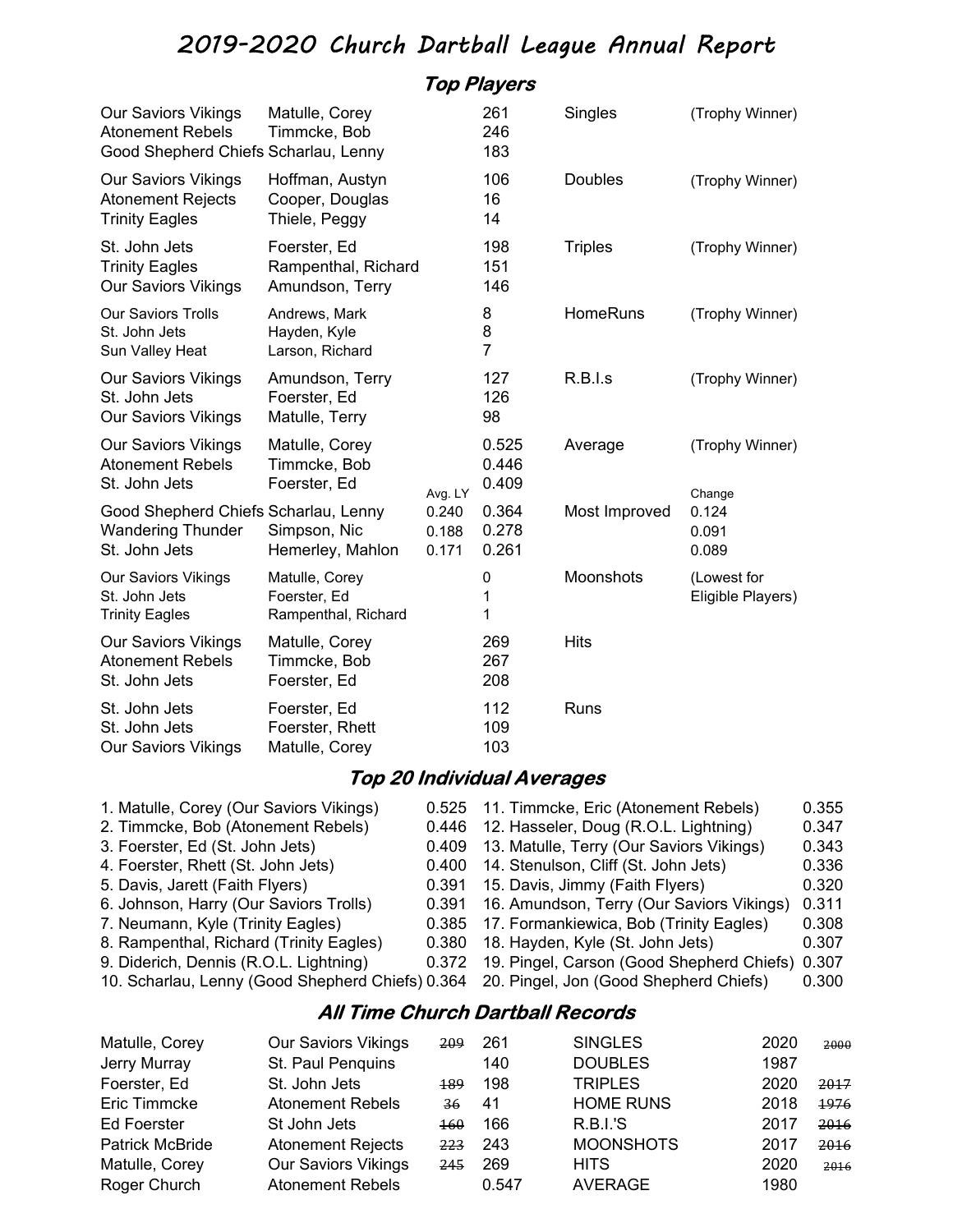# 2019-2020 Church Dartball League Annual Report

## Top Players

| Team | Player | Avg. LY | Value | Category | Note |
|---|---|---|---|---|---|
| Our Saviors Vikings | Matulle, Corey | | 261 | Singles | (Trophy Winner) |
| Atonement Rebels | Timmcke, Bob | | 246 | | |
| Good Shepherd Chiefs | Scharlau, Lenny | | 183 | | |
| Our Saviors Vikings | Hoffman, Austyn | | 106 | Doubles | (Trophy Winner) |
| Atonement Rejects | Cooper, Douglas | | 16 | | |
| Trinity Eagles | Thiele, Peggy | | 14 | | |
| St. John Jets | Foerster, Ed | | 198 | Triples | (Trophy Winner) |
| Trinity Eagles | Rampenthal, Richard | | 151 | | |
| Our Saviors Vikings | Amundson, Terry | | 146 | | |
| Our Saviors Trolls | Andrews, Mark | | 8 | HomeRuns | (Trophy Winner) |
| St. John Jets | Hayden, Kyle | | 8 | | |
| Sun Valley Heat | Larson, Richard | | 7 | | |
| Our Saviors Vikings | Amundson, Terry | | 127 | R.B.I.s | (Trophy Winner) |
| St. John Jets | Foerster, Ed | | 126 | | |
| Our Saviors Vikings | Matulle, Terry | | 98 | | |
| Our Saviors Vikings | Matulle, Corey | | 0.525 | Average | (Trophy Winner) |
| Atonement Rebels | Timmcke, Bob | | 0.446 | | |
| St. John Jets | Foerster, Ed | | 0.409 | | |
| | | Avg. LY | | | Change |
| Good Shepherd Chiefs | Scharlau, Lenny | 0.240 | 0.364 | Most Improved | 0.124 |
| Wandering Thunder | Simpson, Nic | 0.188 | 0.278 | | 0.091 |
| St. John Jets | Hemerley, Mahlon | 0.171 | 0.261 | | 0.089 |
| Our Saviors Vikings | Matulle, Corey | | 0 | Moonshots | (Lowest for Eligible Players) |
| St. John Jets | Foerster, Ed | | 1 | | |
| Trinity Eagles | Rampenthal, Richard | | 1 | | |
| Our Saviors Vikings | Matulle, Corey | | 269 | Hits | |
| Atonement Rebels | Timmcke, Bob | | 267 | | |
| St. John Jets | Foerster, Ed | | 208 | | |
| St. John Jets | Foerster, Ed | | 112 | Runs | |
| St. John Jets | Foerster, Rhett | | 109 | | |
| Our Saviors Vikings | Matulle, Corey | | 103 | | |

## Top 20 Individual Averages

| Player | Avg. |
|---|---|
| 1. Matulle, Corey (Our Saviors Vikings) | 0.525 |
| 2. Timmcke, Bob (Atonement Rebels) | 0.446 |
| 3. Foerster, Ed (St. John Jets) | 0.409 |
| 4. Foerster, Rhett (St. John Jets) | 0.400 |
| 5. Davis, Jarett (Faith Flyers) | 0.391 |
| 6. Johnson, Harry (Our Saviors Trolls) | 0.391 |
| 7. Neumann, Kyle (Trinity Eagles) | 0.385 |
| 8. Rampenthal, Richard (Trinity Eagles) | 0.380 |
| 9. Diderich, Dennis (R.O.L. Lightning) | 0.372 |
| 10. Scharlau, Lenny (Good Shepherd Chiefs) | 0.364 |
| 11. Timmcke, Eric (Atonement Rebels) | 0.355 |
| 12. Hasseler, Doug (R.O.L. Lightning) | 0.347 |
| 13. Matulle, Terry (Our Saviors Vikings) | 0.343 |
| 14. Stenulson, Cliff (St. John Jets) | 0.336 |
| 15. Davis, Jimmy (Faith Flyers) | 0.320 |
| 16. Amundson, Terry (Our Saviors Vikings) | 0.311 |
| 17. Formankiewica, Bob (Trinity Eagles) | 0.308 |
| 18. Hayden, Kyle (St. John Jets) | 0.307 |
| 19. Pingel, Carson (Good Shepherd Chiefs) | 0.307 |
| 20. Pingel, Jon (Good Shepherd Chiefs) | 0.300 |

## All Time Church Dartball Records

| Player | Team | Previous | Record | Category | Year | Previous Year |
|---|---|---|---|---|---|---|
| Matulle, Corey | Our Saviors Vikings | ~~209~~ | 261 | SINGLES | 2020 | ~~2000~~ |
| Jerry Murray | St. Paul Penquins | | 140 | DOUBLES | 1987 | |
| Foerster, Ed | St. John Jets | ~~189~~ | 198 | TRIPLES | 2020 | ~~2017~~ |
| Eric Timmcke | Atonement Rebels | ~~36~~ | 41 | HOME RUNS | 2018 | ~~1976~~ |
| Ed Foerster | St John Jets | ~~160~~ | 166 | R.B.I.'S | 2017 | ~~2016~~ |
| Patrick McBride | Atonement Rejects | ~~223~~ | 243 | MOONSHOTS | 2017 | ~~2016~~ |
| Matulle, Corey | Our Saviors Vikings | ~~245~~ | 269 | HITS | 2020 | ~~2016~~ |
| Roger Church | Atonement Rebels | | 0.547 | AVERAGE | 1980 | |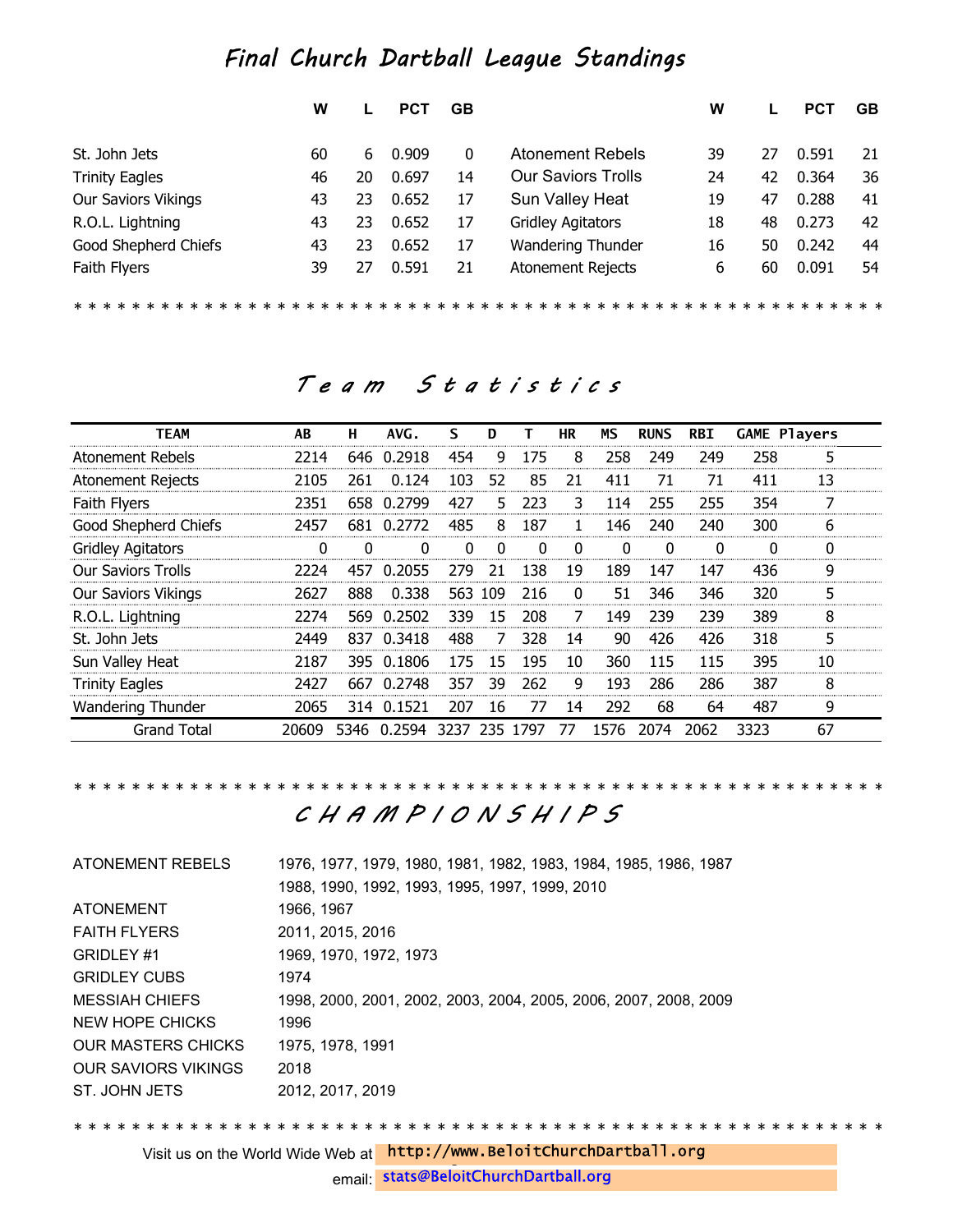# Final Church Dartball League Standings

| | W | L | PCT | GB | | W | L | PCT | GB |
|---|---|---|---|---|---|---|---|---|---|
| St. John Jets | 60 | 6 | 0.909 | 0 | Atonement Rebels | 39 | 27 | 0.591 | 21 |
| Trinity Eagles | 46 | 20 | 0.697 | 14 | Our Saviors Trolls | 24 | 42 | 0.364 | 36 |
| Our Saviors Vikings | 43 | 23 | 0.652 | 17 | Sun Valley Heat | 19 | 47 | 0.288 | 41 |
| R.O.L. Lightning | 43 | 23 | 0.652 | 17 | Gridley Agitators | 18 | 48 | 0.273 | 42 |
| Good Shepherd Chiefs | 43 | 23 | 0.652 | 17 | Wandering Thunder | 16 | 50 | 0.242 | 44 |
| Faith Flyers | 39 | 27 | 0.591 | 21 | Atonement Rejects | 6 | 60 | 0.091 | 54 |

* * * * * * * * * * * * * * * * * * * * * * * * * * * * * * * * * * * * * * * * * * * * * * * * * * * * * * * * * * * *

## Team Statistics

| TEAM | AB | H | AVG. | S | D | T | HR | MS | RUNS | RBI | GAME | Players |
|---|---|---|---|---|---|---|---|---|---|---|---|---|
| Atonement Rebels | 2214 | 646 | 0.2918 | 454 | 9 | 175 | 8 | 258 | 249 | 249 | 258 | 5 |
| Atonement Rejects | 2105 | 261 | 0.124 | 103 | 52 | 85 | 21 | 411 | 71 | 71 | 411 | 13 |
| Faith Flyers | 2351 | 658 | 0.2799 | 427 | 5 | 223 | 3 | 114 | 255 | 255 | 354 | 7 |
| Good Shepherd Chiefs | 2457 | 681 | 0.2772 | 485 | 8 | 187 | 1 | 146 | 240 | 240 | 300 | 6 |
| Gridley Agitators | 0 | 0 | 0 | 0 | 0 | 0 | 0 | 0 | 0 | 0 | 0 | 0 |
| Our Saviors Trolls | 2224 | 457 | 0.2055 | 279 | 21 | 138 | 19 | 189 | 147 | 147 | 436 | 9 |
| Our Saviors Vikings | 2627 | 888 | 0.338 | 563 | 109 | 216 | 0 | 51 | 346 | 346 | 320 | 5 |
| R.O.L. Lightning | 2274 | 569 | 0.2502 | 339 | 15 | 208 | 7 | 149 | 239 | 239 | 389 | 8 |
| St. John Jets | 2449 | 837 | 0.3418 | 488 | 7 | 328 | 14 | 90 | 426 | 426 | 318 | 5 |
| Sun Valley Heat | 2187 | 395 | 0.1806 | 175 | 15 | 195 | 10 | 360 | 115 | 115 | 395 | 10 |
| Trinity Eagles | 2427 | 667 | 0.2748 | 357 | 39 | 262 | 9 | 193 | 286 | 286 | 387 | 8 |
| Wandering Thunder | 2065 | 314 | 0.1521 | 207 | 16 | 77 | 14 | 292 | 68 | 64 | 487 | 9 |
| Grand Total | 20609 | 5346 | 0.2594 | 3237 | 235 | 1797 | 77 | 1576 | 2074 | 2062 | 3323 | 67 |

* * * * * * * * * * * * * * * * * * * * * * * * * * * * * * * * * * * * * * * * * * * * * * * * * * * * * * * * * * * *

## CHAMPIONSHIPS

| | |
|---|---|
| ATONEMENT REBELS | 1976, 1977, 1979, 1980, 1981, 1982, 1983, 1984, 1985, 1986, 1987<br>1988, 1990, 1992, 1993, 1995, 1997, 1999, 2010 |
| ATONEMENT | 1966, 1967 |
| FAITH FLYERS | 2011, 2015, 2016 |
| GRIDLEY #1 | 1969, 1970, 1972, 1973 |
| GRIDLEY CUBS | 1974 |
| MESSIAH CHIEFS | 1998, 2000, 2001, 2002, 2003, 2004, 2005, 2006, 2007, 2008, 2009 |
| NEW HOPE CHICKS | 1996 |
| OUR MASTERS CHICKS | 1975, 1978, 1991 |
| OUR SAVIORS VIKINGS | 2018 |
| ST. JOHN JETS | 2012, 2017, 2019 |

* * * * * * * * * * * * * * * * * * * * * * * * * * * * * * * * * * * * * * * * * * * * * * * * * * * * * * * * * * * *

Visit us on the World Wide Web at http://www.BeloitChurchDartball.org

email: stats@BeloitChurchDartball.org